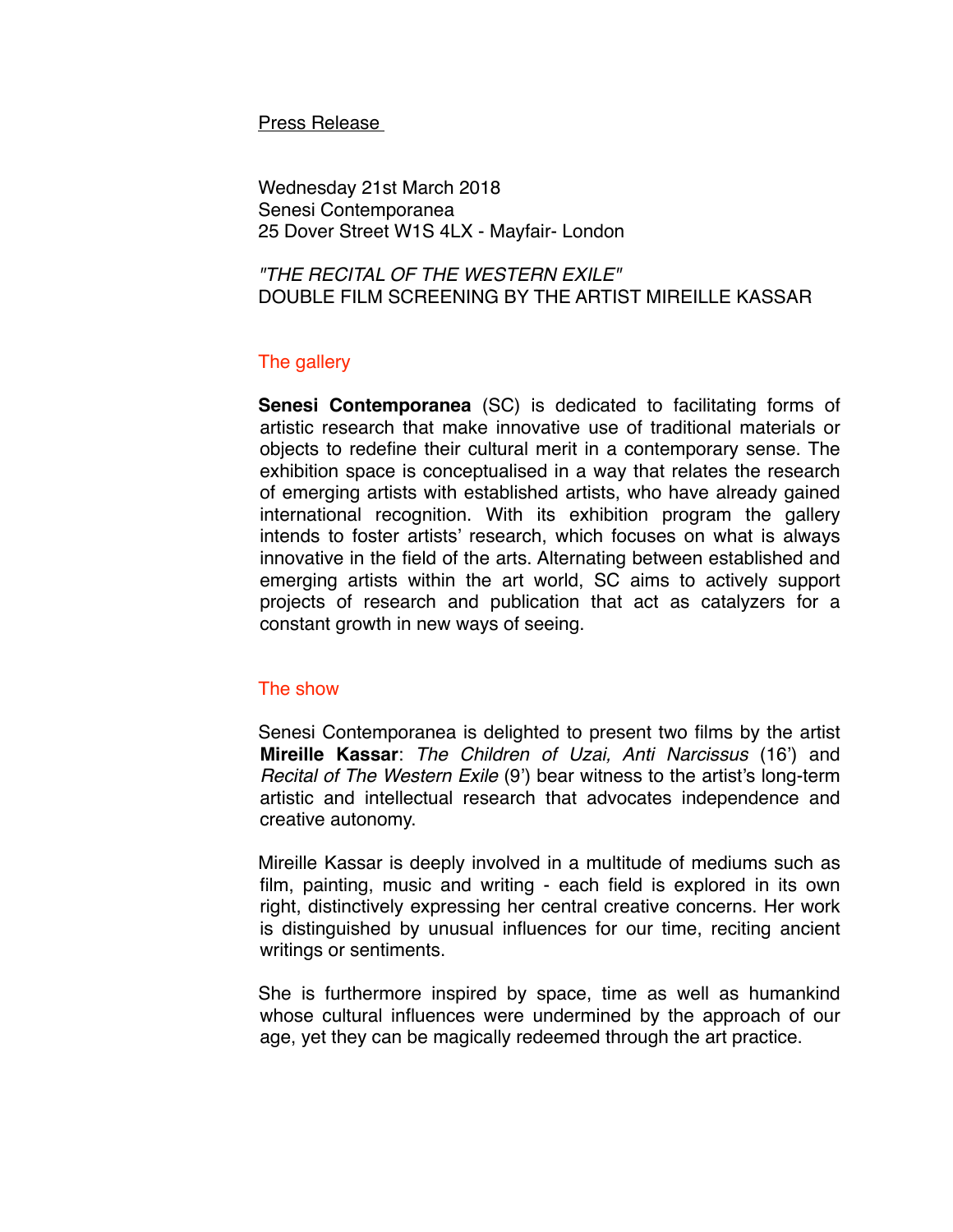Press Release

Wednesday 21st March 2018
Senesi Contemporanea
25 Dover Street W1S 4LX - Mayfair- London

*"THE RECITAL OF THE WESTERN EXILE"*
DOUBLE FILM SCREENING BY THE ARTIST MIREILLE KASSAR

## The gallery

**Senesi Contemporanea** (SC) is dedicated to facilitating forms of artistic research that make innovative use of traditional materials or objects to redefine their cultural merit in a contemporary sense. The exhibition space is conceptualised in a way that relates the research of emerging artists with established artists, who have already gained international recognition. With its exhibition program the gallery intends to foster artists' research, which focuses on what is always innovative in the field of the arts. Alternating between established and emerging artists within the art world, SC aims to actively support projects of research and publication that act as catalyzers for a constant growth in new ways of seeing.

## The show

Senesi Contemporanea is delighted to present two films by the artist **Mireille Kassar**: *The Children of Uzai, Anti Narcissus* (16') and *Recital of The Western Exile* (9') bear witness to the artist's long-term artistic and intellectual research that advocates independence and creative autonomy.

Mireille Kassar is deeply involved in a multitude of mediums such as film, painting, music and writing - each field is explored in its own right, distinctively expressing her central creative concerns. Her work is distinguished by unusual influences for our time, reciting ancient writings or sentiments.

She is furthermore inspired by space, time as well as humankind whose cultural influences were undermined by the approach of our age, yet they can be magically redeemed through the art practice.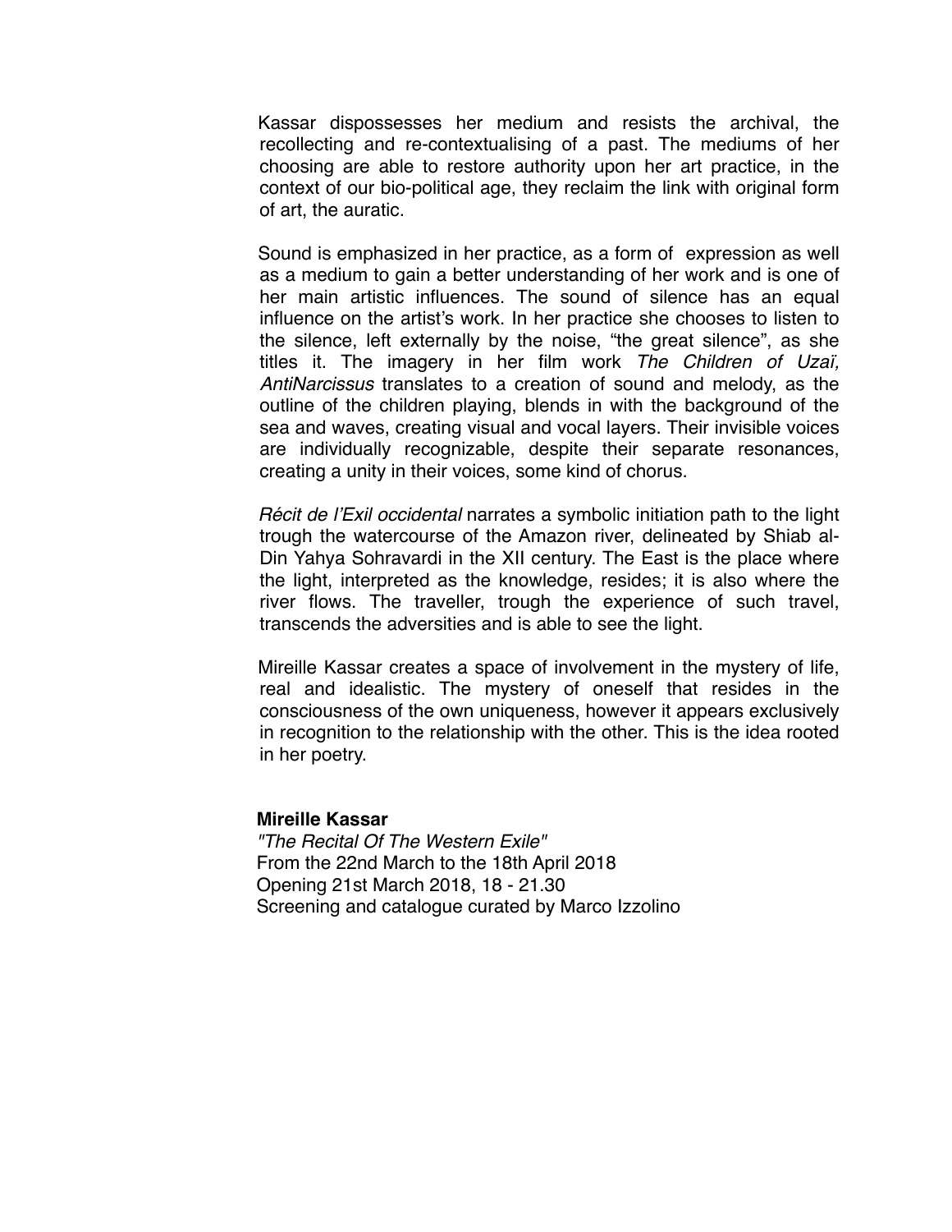Kassar dispossesses her medium and resists the archival, the recollecting and re-contextualising of a past. The mediums of her choosing are able to restore authority upon her art practice, in the context of our bio-political age, they reclaim the link with original form of art, the auratic.

Sound is emphasized in her practice, as a form of expression as well as a medium to gain a better understanding of her work and is one of her main artistic influences. The sound of silence has an equal influence on the artist's work. In her practice she chooses to listen to the silence, left externally by the noise, "the great silence", as she titles it. The imagery in her film work *The Children of Uzaï, AntiNarcissus* translates to a creation of sound and melody, as the outline of the children playing, blends in with the background of the sea and waves, creating visual and vocal layers. Their invisible voices are individually recognizable, despite their separate resonances, creating a unity in their voices, some kind of chorus.

*Récit de l'Exil occidental* narrates a symbolic initiation path to the light trough the watercourse of the Amazon river, delineated by Shiab al-Din Yahya Sohravardi in the XII century. The East is the place where the light, interpreted as the knowledge, resides; it is also where the river flows. The traveller, trough the experience of such travel, transcends the adversities and is able to see the light.

Mireille Kassar creates a space of involvement in the mystery of life, real and idealistic. The mystery of oneself that resides in the consciousness of the own uniqueness, however it appears exclusively in recognition to the relationship with the other. This is the idea rooted in her poetry.

**Mireille Kassar**
*"The Recital Of The Western Exile"*
From the 22nd March to the 18th April 2018
Opening 21st March 2018, 18 - 21.30
Screening and catalogue curated by Marco Izzolino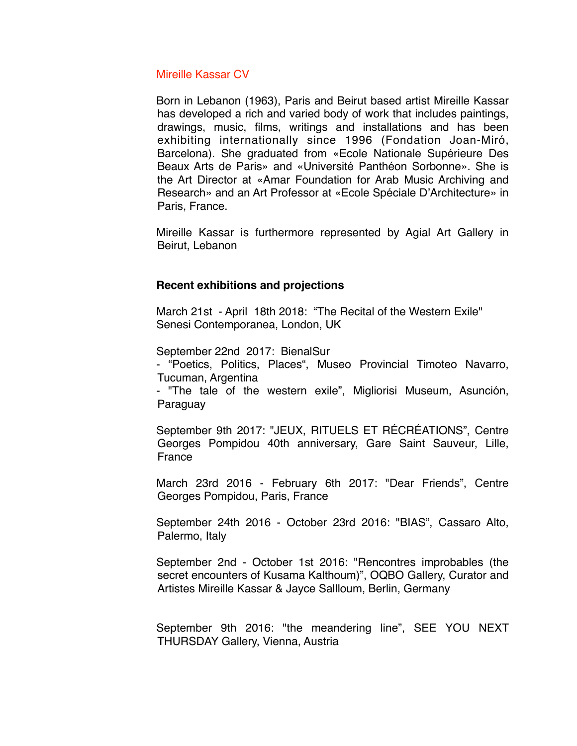# Mireille Kassar CV

Born in Lebanon (1963), Paris and Beirut based artist Mireille Kassar has developed a rich and varied body of work that includes paintings, drawings, music, films, writings and installations and has been exhibiting internationally since 1996 (Fondation Joan-Miró, Barcelona). She graduated from «Ecole Nationale Supérieure Des Beaux Arts de Paris» and «Université Panthéon Sorbonne». She is the Art Director at «Amar Foundation for Arab Music Archiving and Research» and an Art Professor at «Ecole Spéciale D'Architecture» in Paris, France.

Mireille Kassar is furthermore represented by Agial Art Gallery in Beirut, Lebanon

**Recent exhibitions and projections**

March 21st - April 18th 2018: "The Recital of the Western Exile"
Senesi Contemporanea, London, UK

September 22nd 2017: BienalSur
- "Poetics, Politics, Places", Museo Provincial Timoteo Navarro, Tucuman, Argentina
- "The tale of the western exile", Migliorisi Museum, Asunción, Paraguay

September 9th 2017: "JEUX, RITUELS ET RÉCRÉATIONS", Centre Georges Pompidou 40th anniversary, Gare Saint Sauveur, Lille, France

March 23rd 2016 - February 6th 2017: "Dear Friends", Centre Georges Pompidou, Paris, France

September 24th 2016 - October 23rd 2016: "BIAS", Cassaro Alto, Palermo, Italy

September 2nd - October 1st 2016: "Rencontres improbables (the secret encounters of Kusama Kalthoum)", OQBO Gallery, Curator and Artistes Mireille Kassar & Jayce Sallloum, Berlin, Germany

September 9th 2016: "the meandering line", SEE YOU NEXT THURSDAY Gallery, Vienna, Austria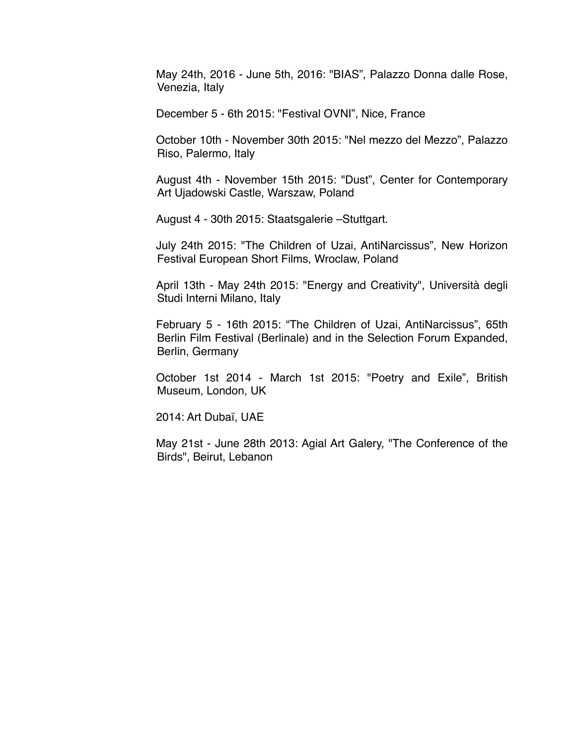May 24th, 2016 - June 5th, 2016: "BIAS", Palazzo Donna dalle Rose, Venezia, Italy

December 5 - 6th 2015: "Festival OVNI", Nice, France

October 10th - November 30th 2015: "Nel mezzo del Mezzo", Palazzo Riso, Palermo, Italy

August 4th - November 15th 2015: "Dust", Center for Contemporary Art Ujadowski Castle, Warszaw, Poland

August 4 - 30th 2015: Staatsgalerie –Stuttgart.

July 24th 2015: "The Children of Uzai, AntiNarcissus", New Horizon Festival European Short Films, Wroclaw, Poland

April 13th - May 24th 2015: "Energy and Creativity", Università degli Studi Interni Milano, Italy

February 5 - 16th 2015: "The Children of Uzai, AntiNarcissus", 65th Berlin Film Festival (Berlinale) and in the Selection Forum Expanded, Berlin, Germany

October 1st 2014 - March 1st 2015: "Poetry and Exile", British Museum, London, UK

2014: Art Dubaï, UAE

May 21st - June 28th 2013: Agial Art Galery, "The Conference of the Birds", Beirut, Lebanon